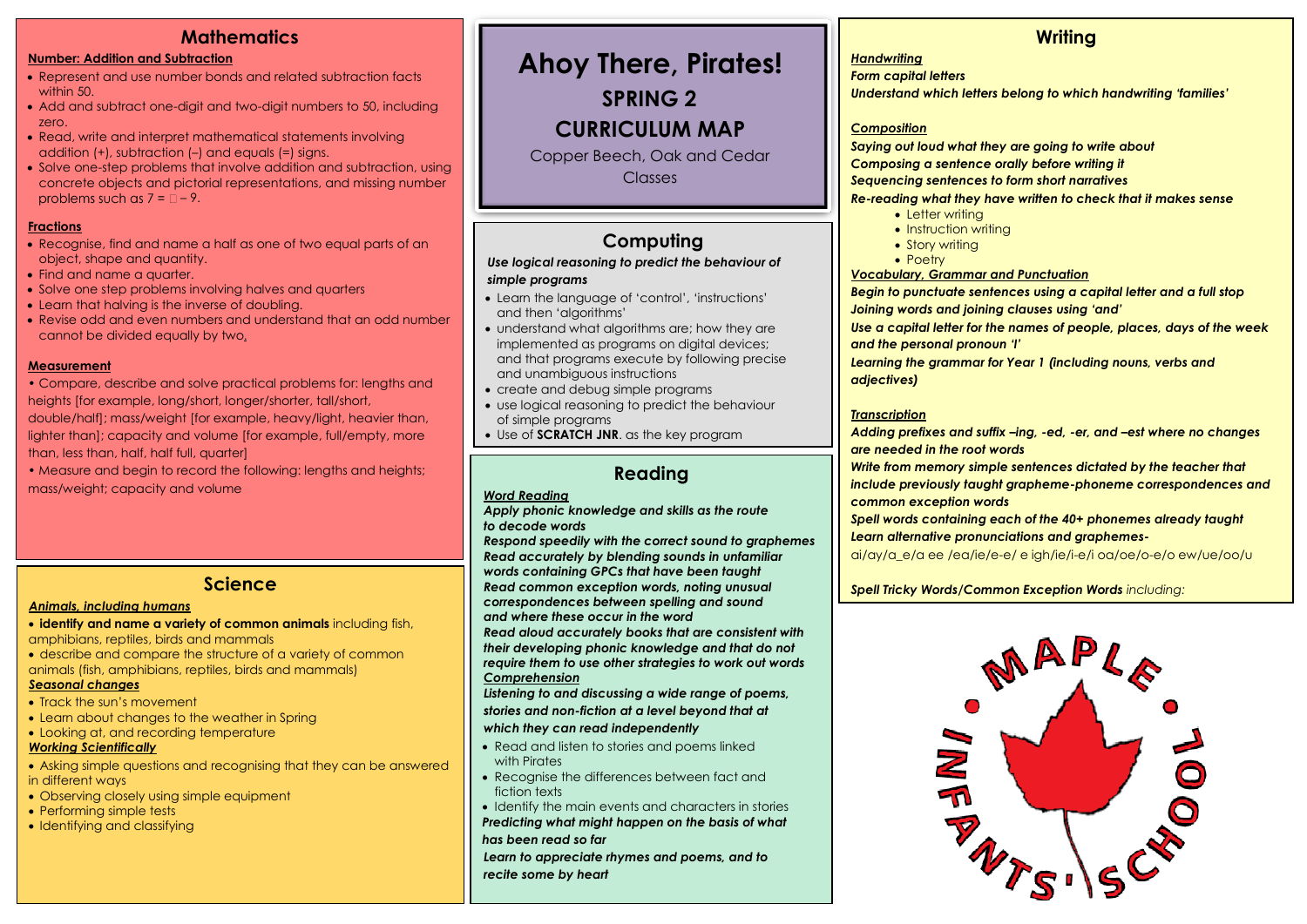# Ahoy There, Pirates!

## SPRING 2

## CURRICULUM MAP

Copper Beech, Oak and Cedar Classes

## Mathematics

**Number: Addition and Subtraction**

- Represent and use number bonds and related subtraction facts within 50.
- Add and subtract one-digit and two-digit numbers to 50, including zero.
- Read, write and interpret mathematical statements involving addition (+), subtraction (–) and equals (=) signs.
- Solve one-step problems that involve addition and subtraction, using concrete objects and pictorial representations, and missing number problems such as 7 = □ – 9.

**Fractions**

- Recognise, find and name a half as one of two equal parts of an object, shape and quantity.
- Find and name a quarter.
- Solve one step problems involving halves and quarters
- Learn that halving is the inverse of doubling.
- Revise odd and even numbers and understand that an odd number cannot be divided equally by two.

**Measurement**

- Compare, describe and solve practical problems for: lengths and heights [for example, long/short, longer/shorter, tall/short, double/half]; mass/weight [for example, heavy/light, heavier than, lighter than]; capacity and volume [for example, full/empty, more than, less than, half, half full, quarter]
- Measure and begin to record the following: lengths and heights; mass/weight; capacity and volume

## Science

***Animals, including humans***

- **Identify and name a variety of common animals** including fish, amphibians, reptiles, birds and mammals
- describe and compare the structure of a variety of common animals (fish, amphibians, reptiles, birds and mammals)

***Seasonal changes***

- Track the sun's movement
- Learn about changes to the weather in Spring
- Looking at, and recording temperature

***Working Scientifically***

- Asking simple questions and recognising that they can be answered in different ways
- Observing closely using simple equipment
- Performing simple tests
- Identifying and classifying

## Computing

***Use logical reasoning to predict the behaviour of simple programs***

- Learn the language of 'control', 'instructions' and then 'algorithms'
- understand what algorithms are; how they are implemented as programs on digital devices; and that programs execute by following precise and unambiguous instructions
- create and debug simple programs
- use logical reasoning to predict the behaviour of simple programs
- Use of **SCRATCH JNR**. as the key program

## Reading

***Word Reading***

***Apply phonic knowledge and skills as the route to decode words***

***Respond speedily with the correct sound to graphemes***

***Read accurately by blending sounds in unfamiliar words containing GPCs that have been taught***

***Read common exception words, noting unusual correspondences between spelling and sound and where these occur in the word***

***Read aloud accurately books that are consistent with their developing phonic knowledge and that do not require them to use other strategies to work out words***

***Comprehension***

***Listening to and discussing a wide range of poems, stories and non-fiction at a level beyond that at which they can read independently***

- Read and listen to stories and poems linked with Pirates
- Recognise the differences between fact and fiction texts
- Identify the main events and characters in stories

***Predicting what might happen on the basis of what has been read so far***

***Learn to appreciate rhymes and poems, and to recite some by heart***

## Writing

***Handwriting***

***Form capital letters***

***Understand which letters belong to which handwriting 'families'***

***Composition***

***Saying out loud what they are going to write about***

***Composing a sentence orally before writing it***

***Sequencing sentences to form short narratives***

***Re-reading what they have written to check that it makes sense***

- Letter writing
- Instruction writing
- Story writing
- Poetry

***Vocabulary, Grammar and Punctuation***

***Begin to punctuate sentences using a capital letter and a full stop***

***Joining words and joining clauses using 'and'***

***Use a capital letter for the names of people, places, days of the week and the personal pronoun 'I'***

***Learning the grammar for Year 1 (including nouns, verbs and adjectives)***

***Transcription***

***Adding prefixes and suffix –ing, -ed, -er, and –est where no changes are needed in the root words***

***Write from memory simple sentences dictated by the teacher that include previously taught grapheme-phoneme correspondences and common exception words***

***Spell words containing each of the 40+ phonemes already taught***

***Learn alternative pronunciations and graphemes-***

ai/ay/a_e/a ee /ea/ie/e-e/ e igh/ie/i-e/i oa/oe/o-e/o ew/ue/oo/u

***Spell Tricky Words/Common Exception Words*** *including:*

MAPLE INFANTS' SCHOOL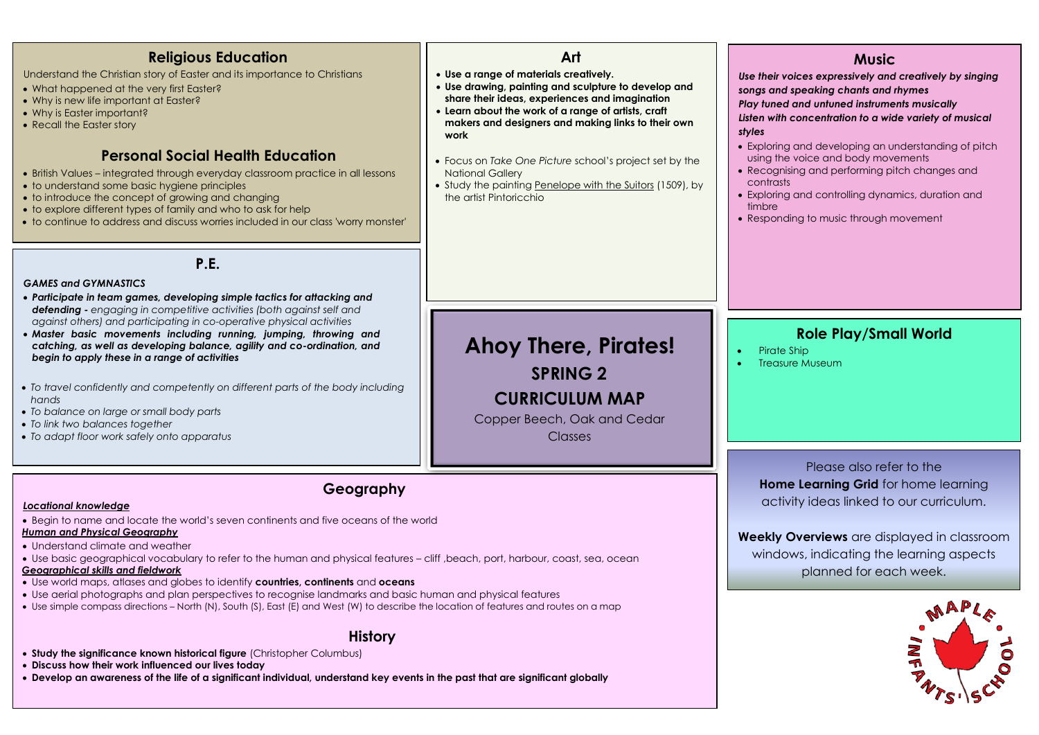# Ahoy There, Pirates!

## SPRING 2

## CURRICULUM MAP

Copper Beech, Oak and Cedar Classes

## Religious Education

Understand the Christian story of Easter and its importance to Christians

- What happened at the very first Easter?
- Why is new life important at Easter?
- Why is Easter important?
- Recall the Easter story

## Personal Social Health Education

- British Values – integrated through everyday classroom practice in all lessons
- to understand some basic hygiene principles
- to introduce the concept of growing and changing
- to explore different types of family and who to ask for help
- to continue to address and discuss worries included in our class 'worry monster'

## P.E.

*GAMES and GYMNASTICS*

- ***Participate in team games, developing simple tactics for attacking and defending -*** *engaging in competitive activities (both against self and against others) and participating in co-operative physical activities*
- ***Master basic movements including running, jumping, throwing and catching, as well as developing balance, agility and co-ordination, and begin to apply these in a range of activities***

- *To travel confidently and competently on different parts of the body including hands*
- *To balance on large or small body parts*
- *To link two balances together*
- *To adapt floor work safely onto apparatus*

## Art

- **Use a range of materials creatively.**
- **Use drawing, painting and sculpture to develop and share their ideas, experiences and imagination**
- **Learn about the work of a range of artists, craft makers and designers and making links to their own work**

- Focus on *Take One Picture* school's project set by the National Gallery
- Study the painting Penelope with the Suitors (1509), by the artist Pintoricchio

## Music

***Use their voices expressively and creatively by singing songs and speaking chants and rhymes***

***Play tuned and untuned instruments musically***

***Listen with concentration to a wide variety of musical styles***

- Exploring and developing an understanding of pitch using the voice and body movements
- Recognising and performing pitch changes and contrasts
- Exploring and controlling dynamics, duration and timbre
- Responding to music through movement

## Role Play/Small World

- Pirate Ship
- Treasure Museum

Please also refer to the **Home Learning Grid** for home learning activity ideas linked to our curriculum.

**Weekly Overviews** are displayed in classroom windows, indicating the learning aspects planned for each week.

## Geography

***Locational knowledge***

- Begin to name and locate the world's seven continents and five oceans of the world

***Human and Physical Geography***

- Understand climate and weather
- Use basic geographical vocabulary to refer to the human and physical features – cliff ,beach, port, harbour, coast, sea, ocean

***Geographical skills and fieldwork***

- Use world maps, atlases and globes to identify **countries, continents** and **oceans**
- Use aerial photographs and plan perspectives to recognise landmarks and basic human and physical features
- Use simple compass directions – North (N), South (S), East (E) and West (W) to describe the location of features and routes on a map

## History

- **Study the significance known historical figure** (Christopher Columbus)
- **Discuss how their work influenced our lives today**
- **Develop an awareness of the life of a significant individual, understand key events in the past that are significant globally**

MAPLE INFANTS' SCHOOL